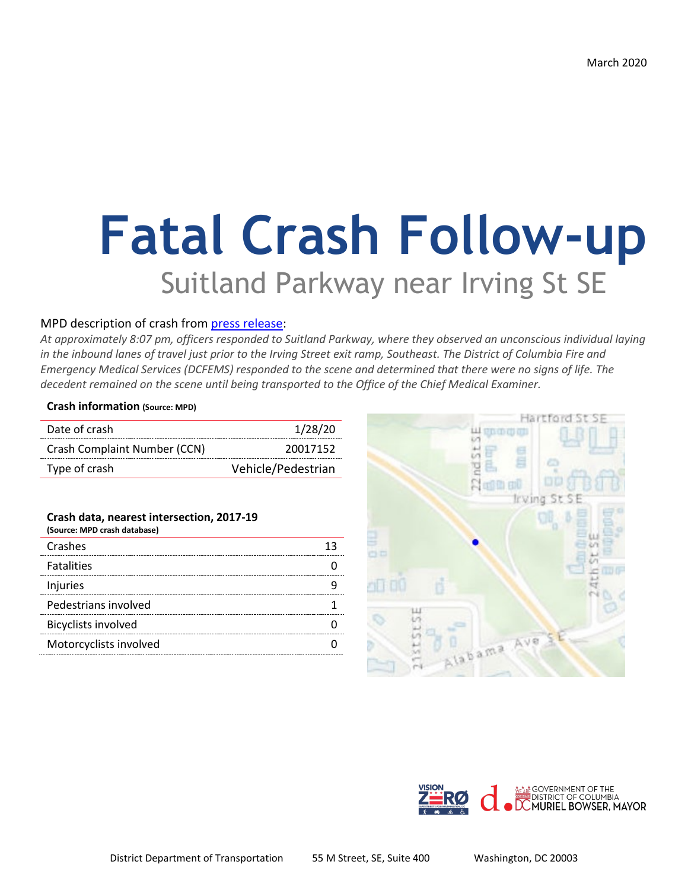March 2020

# Fatal Crash Follow-up

## Suitland Parkway near Irving St SE

MPD description of crash from press release:

*At approximately 8:07 pm, officers responded to Suitland Parkway, where they observed an unconscious individual laying in the inbound lanes of travel just prior to the Irving Street exit ramp, Southeast. The District of Columbia Fire and Emergency Medical Services (DCFEMS) responded to the scene and determined that there were no signs of life. The decedent remained on the scene until being transported to the Office of the Chief Medical Examiner.*

**Crash information (Source: MPD)**

| | |
|---|---|
| Date of crash | 1/28/20 |
| Crash Complaint Number (CCN) | 20017152 |
| Type of crash | Vehicle/Pedestrian |

**Crash data, nearest intersection, 2017-19**
**(Source: MPD crash database)**

| | |
|---|---|
| Crashes | 13 |
| Fatalities | 0 |
| Injuries | 9 |
| Pedestrians involved | 1 |
| Bicyclists involved | 0 |
| Motorcyclists involved | 0 |

District Department of Transportation 55 M Street, SE, Suite 400 Washington, DC 20003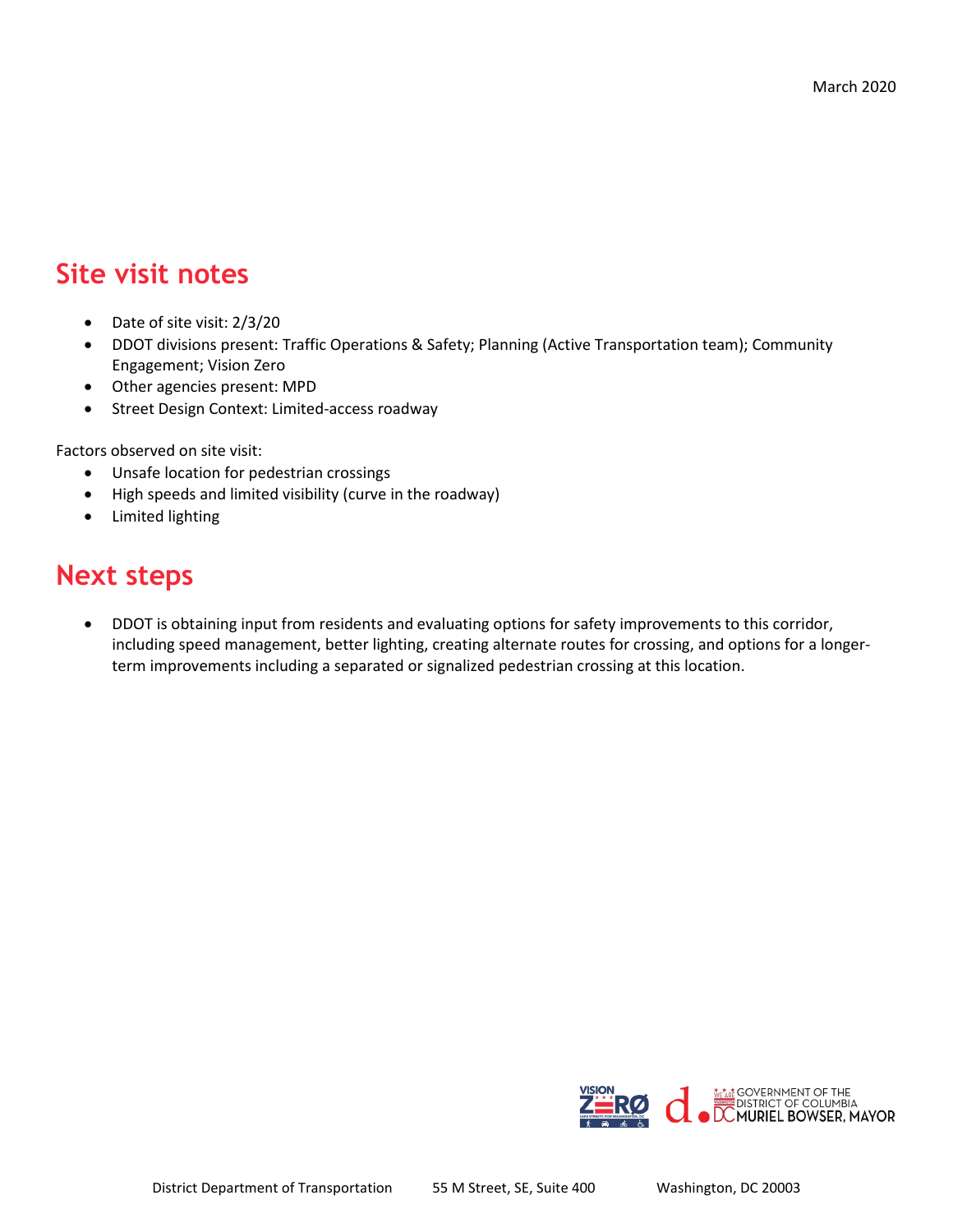March 2020

## Site visit notes

- Date of site visit: 2/3/20
- DDOT divisions present: Traffic Operations & Safety; Planning (Active Transportation team); Community Engagement; Vision Zero
- Other agencies present: MPD
- Street Design Context: Limited-access roadway

Factors observed on site visit:

- Unsafe location for pedestrian crossings
- High speeds and limited visibility (curve in the roadway)
- Limited lighting

## Next steps

- DDOT is obtaining input from residents and evaluating options for safety improvements to this corridor, including speed management, better lighting, creating alternate routes for crossing, and options for a longer-term improvements including a separated or signalized pedestrian crossing at this location.